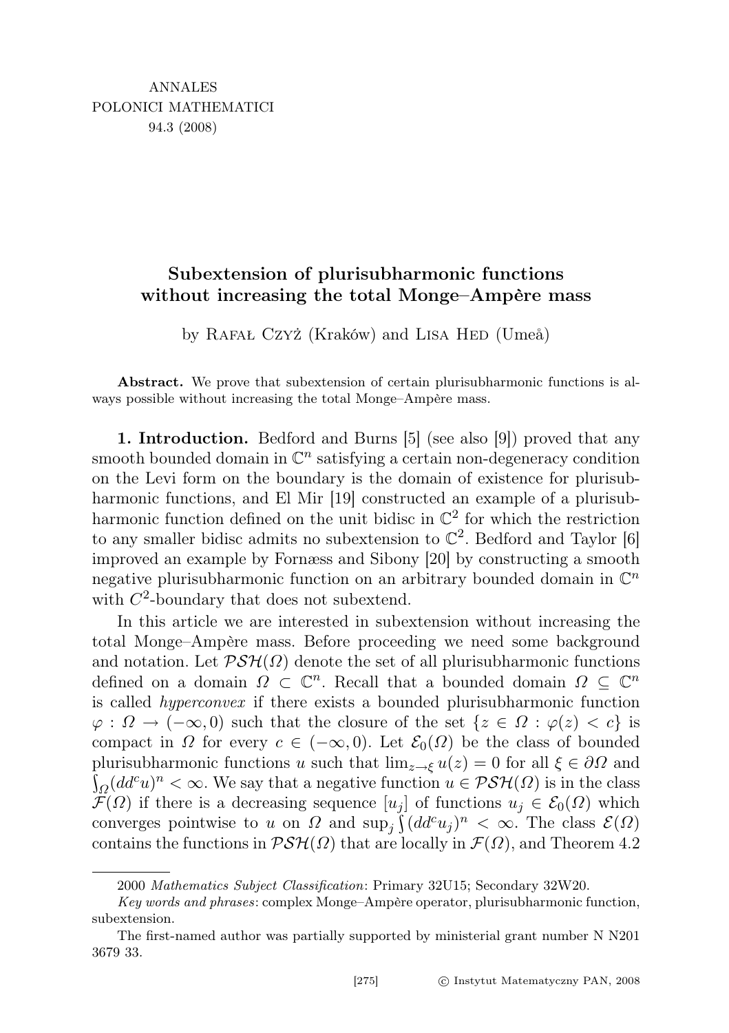ANNALES
POLONICI MATHEMATICI
94.3 (2008)

# Subextension of plurisubharmonic functions without increasing the total Monge–Ampère mass

by Rafał Czyż (Kraków) and Lisa Hed (Umeå)

**Abstract.** We prove that subextension of certain plurisubharmonic functions is always possible without increasing the total Monge–Ampère mass.

**1. Introduction.** Bedford and Burns [5] (see also [9]) proved that any smooth bounded domain in $\mathbb{C}^n$ satisfying a certain non-degeneracy condition on the Levi form on the boundary is the domain of existence for plurisubharmonic functions, and El Mir [19] constructed an example of a plurisubharmonic function defined on the unit bidisc in $\mathbb{C}^2$ for which the restriction to any smaller bidisc admits no subextension to $\mathbb{C}^2$. Bedford and Taylor [6] improved an example by Fornæss and Sibony [20] by constructing a smooth negative plurisubharmonic function on an arbitrary bounded domain in $\mathbb{C}^n$ with $C^2$-boundary that does not subextend.

In this article we are interested in subextension without increasing the total Monge–Ampère mass. Before proceeding we need some background and notation. Let $\mathcal{PSH}(\Omega)$ denote the set of all plurisubharmonic functions defined on a domain $\Omega \subset \mathbb{C}^n$. Recall that a bounded domain $\Omega \subseteq \mathbb{C}^n$ is called *hyperconvex* if there exists a bounded plurisubharmonic function $\varphi : \Omega \to (-\infty, 0)$ such that the closure of the set $\{z \in \Omega : \varphi(z) < c\}$ is compact in $\Omega$ for every $c \in (-\infty, 0)$. Let $\mathcal{E}_0(\Omega)$ be the class of bounded plurisubharmonic functions $u$ such that $\lim_{z\to\xi} u(z) = 0$ for all $\xi \in \partial\Omega$ and $\int_\Omega (dd^c u)^n < \infty$. We say that a negative function $u \in \mathcal{PSH}(\Omega)$ is in the class $\mathcal{F}(\Omega)$ if there is a decreasing sequence $[u_j]$ of functions $u_j \in \mathcal{E}_0(\Omega)$ which converges pointwise to $u$ on $\Omega$ and $\sup_j \int (dd^c u_j)^n < \infty$. The class $\mathcal{E}(\Omega)$ contains the functions in $\mathcal{PSH}(\Omega)$ that are locally in $\mathcal{F}(\Omega)$, and Theorem 4.2

2000 *Mathematics Subject Classification*: Primary 32U15; Secondary 32W20.

*Key words and phrases*: complex Monge–Ampère operator, plurisubharmonic function, subextension.

The first-named author was partially supported by ministerial grant number N N201 3679 33.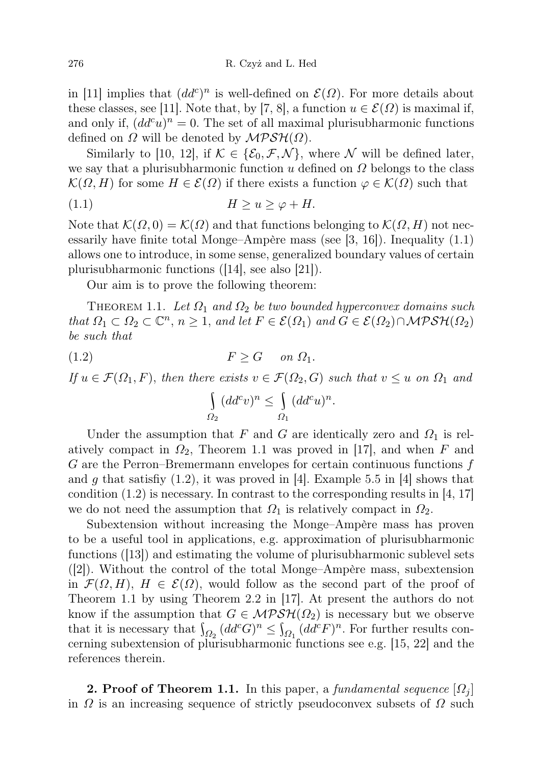in [11] implies that $(dd^c)^n$ is well-defined on $\mathcal{E}(\Omega)$. For more details about these classes, see [11]. Note that, by [7, 8], a function $u \in \mathcal{E}(\Omega)$ is maximal if, and only if, $(dd^c u)^n = 0$. The set of all maximal plurisubharmonic functions defined on $\Omega$ will be denoted by $\mathcal{MPSH}(\Omega)$.

Similarly to [10, 12], if $\mathcal{K} \in \{\mathcal{E}_0, \mathcal{F}, \mathcal{N}\}$, where $\mathcal{N}$ will be defined later, we say that a plurisubharmonic function $u$ defined on $\Omega$ belongs to the class $\mathcal{K}(\Omega, H)$ for some $H \in \mathcal{E}(\Omega)$ if there exists a function $\varphi \in \mathcal{K}(\Omega)$ such that

$$H \geq u \geq \varphi + H. \tag{1.1}$$

Note that $\mathcal{K}(\Omega, 0) = \mathcal{K}(\Omega)$ and that functions belonging to $\mathcal{K}(\Omega, H)$ not necessarily have finite total Monge–Ampère mass (see [3, 16]). Inequality (1.1) allows one to introduce, in some sense, generalized boundary values of certain plurisubharmonic functions ([14], see also [21]).

Our aim is to prove the following theorem:

Theorem 1.1. *Let $\Omega_1$ and $\Omega_2$ be two bounded hyperconvex domains such that $\Omega_1 \subset \Omega_2 \subset \mathbb{C}^n$, $n \geq 1$, and let $F \in \mathcal{E}(\Omega_1)$ and $G \in \mathcal{E}(\Omega_2) \cap \mathcal{MPSH}(\Omega_2)$ be such that*

$$F \geq G \quad \text{on } \Omega_1. \tag{1.2}$$

*If $u \in \mathcal{F}(\Omega_1, F)$, then there exists $v \in \mathcal{F}(\Omega_2, G)$ such that $v \leq u$ on $\Omega_1$ and*

$$\int_{\Omega_2} (dd^c v)^n \leq \int_{\Omega_1} (dd^c u)^n.$$

Under the assumption that $F$ and $G$ are identically zero and $\Omega_1$ is relatively compact in $\Omega_2$, Theorem 1.1 was proved in [17], and when $F$ and $G$ are the Perron–Bremermann envelopes for certain continuous functions $f$ and $g$ that satisfiy (1.2), it was proved in [4]. Example 5.5 in [4] shows that condition (1.2) is necessary. In contrast to the corresponding results in [4, 17] we do not need the assumption that $\Omega_1$ is relatively compact in $\Omega_2$.

Subextension without increasing the Monge–Ampère mass has proven to be a useful tool in applications, e.g. approximation of plurisubharmonic functions ([13]) and estimating the volume of plurisubharmonic sublevel sets ([2]). Without the control of the total Monge–Ampère mass, subextension in $\mathcal{F}(\Omega, H)$, $H \in \mathcal{E}(\Omega)$, would follow as the second part of the proof of Theorem 1.1 by using Theorem 2.2 in [17]. At present the authors do not know if the assumption that $G \in \mathcal{MPSH}(\Omega_2)$ is necessary but we observe that it is necessary that $\int_{\Omega_2} (dd^c G)^n \leq \int_{\Omega_1} (dd^c F)^n$. For further results concerning subextension of plurisubharmonic functions see e.g. [15, 22] and the references therein.

**2. Proof of Theorem 1.1.** In this paper, a *fundamental sequence* $[\Omega_j]$ in $\Omega$ is an increasing sequence of strictly pseudoconvex subsets of $\Omega$ such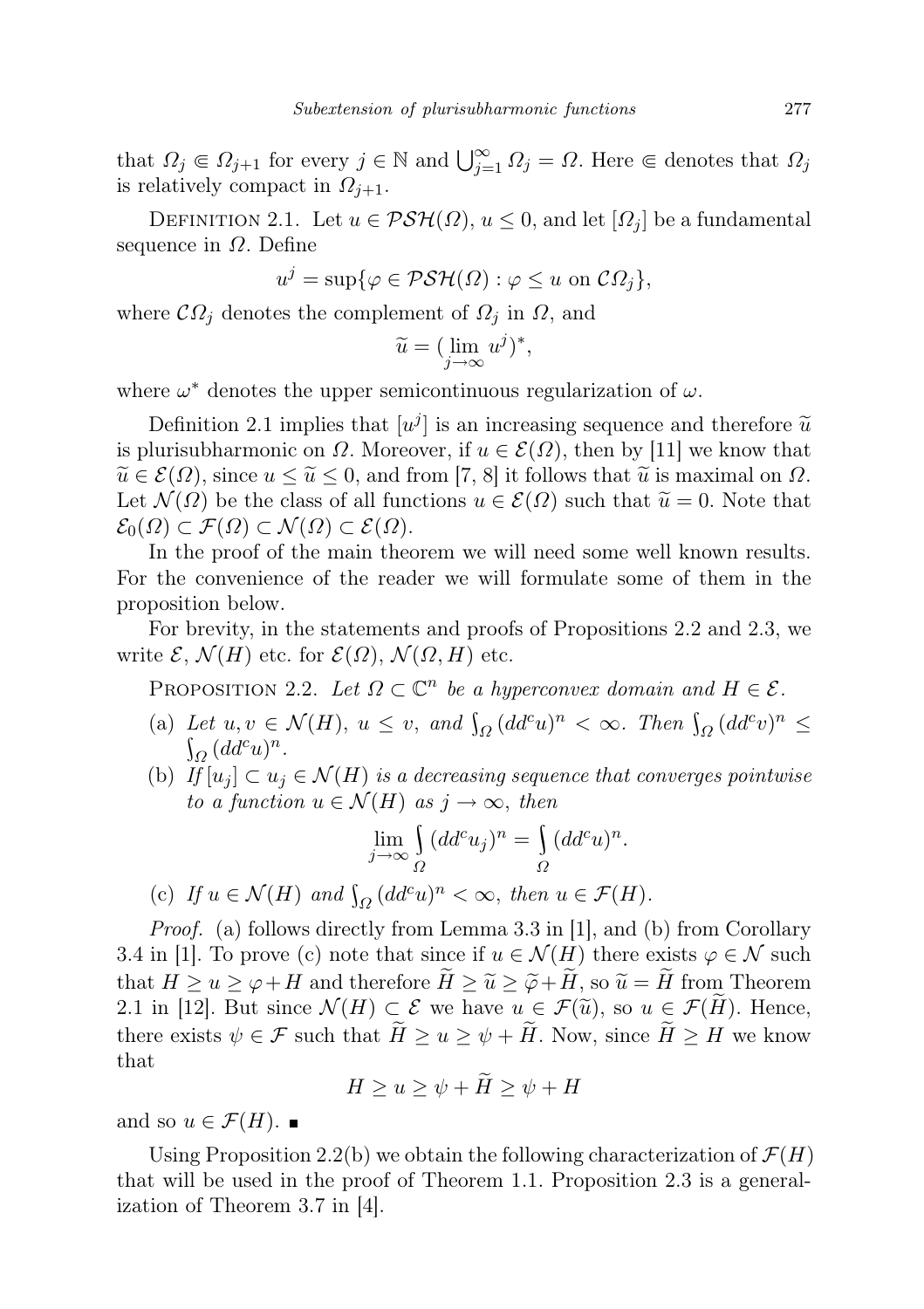that $\Omega_j \Subset \Omega_{j+1}$ for every $j \in \mathbb{N}$ and $\bigcup_{j=1}^{\infty} \Omega_j = \Omega$. Here $\Subset$ denotes that $\Omega_j$ is relatively compact in $\Omega_{j+1}$.

Definition 2.1. Let $u \in \mathcal{PSH}(\Omega)$, $u \leq 0$, and let $[\Omega_j]$ be a fundamental sequence in $\Omega$. Define

$$u^j = \sup\{\varphi \in \mathcal{PSH}(\Omega) : \varphi \leq u \text{ on } \mathcal{C}\Omega_j\},$$

where $\mathcal{C}\Omega_j$ denotes the complement of $\Omega_j$ in $\Omega$, and

$$\widetilde{u} = (\lim_{j\to\infty} u^j)^*,$$

where $\omega^*$ denotes the upper semicontinuous regularization of $\omega$.

Definition 2.1 implies that $[u^j]$ is an increasing sequence and therefore $\widetilde{u}$ is plurisubharmonic on $\Omega$. Moreover, if $u \in \mathcal{E}(\Omega)$, then by [11] we know that $\widetilde{u} \in \mathcal{E}(\Omega)$, since $u \leq \widetilde{u} \leq 0$, and from [7, 8] it follows that $\widetilde{u}$ is maximal on $\Omega$. Let $\mathcal{N}(\Omega)$ be the class of all functions $u \in \mathcal{E}(\Omega)$ such that $\widetilde{u} = 0$. Note that $\mathcal{E}_0(\Omega) \subset \mathcal{F}(\Omega) \subset \mathcal{N}(\Omega) \subset \mathcal{E}(\Omega)$.

In the proof of the main theorem we will need some well known results. For the convenience of the reader we will formulate some of them in the proposition below.

For brevity, in the statements and proofs of Propositions 2.2 and 2.3, we write $\mathcal{E}$, $\mathcal{N}(H)$ etc. for $\mathcal{E}(\Omega)$, $\mathcal{N}(\Omega, H)$ etc.

Proposition 2.2. *Let $\Omega \subset \mathbb{C}^n$ be a hyperconvex domain and $H \in \mathcal{E}$.*

(a) *Let $u, v \in \mathcal{N}(H)$, $u \leq v$, and $\int_\Omega (dd^c u)^n < \infty$. Then $\int_\Omega (dd^c v)^n \leq \int_\Omega (dd^c u)^n$.*
(b) *If $[u_j] \subset u_j \in \mathcal{N}(H)$ is a decreasing sequence that converges pointwise to a function $u \in \mathcal{N}(H)$ as $j \to \infty$, then*

$$\lim_{j\to\infty} \int_\Omega (dd^c u_j)^n = \int_\Omega (dd^c u)^n.$$

(c) *If $u \in \mathcal{N}(H)$ and $\int_\Omega (dd^c u)^n < \infty$, then $u \in \mathcal{F}(H)$.*

*Proof.* (a) follows directly from Lemma 3.3 in [1], and (b) from Corollary 3.4 in [1]. To prove (c) note that since if $u \in \mathcal{N}(H)$ there exists $\varphi \in \mathcal{N}$ such that $H \geq u \geq \varphi + H$ and therefore $\widetilde{H} \geq \widetilde{u} \geq \widetilde{\varphi} + \widetilde{H}$, so $\widetilde{u} = \widetilde{H}$ from Theorem 2.1 in [12]. But since $\mathcal{N}(H) \subset \mathcal{E}$ we have $u \in \mathcal{F}(\widetilde{u})$, so $u \in \mathcal{F}(\widetilde{H})$. Hence, there exists $\psi \in \mathcal{F}$ such that $\widetilde{H} \geq u \geq \psi + \widetilde{H}$. Now, since $\widetilde{H} \geq H$ we know that

$$H \geq u \geq \psi + \widetilde{H} \geq \psi + H$$

and so $u \in \mathcal{F}(H)$. ■

Using Proposition 2.2(b) we obtain the following characterization of $\mathcal{F}(H)$ that will be used in the proof of Theorem 1.1. Proposition 2.3 is a generalization of Theorem 3.7 in [4].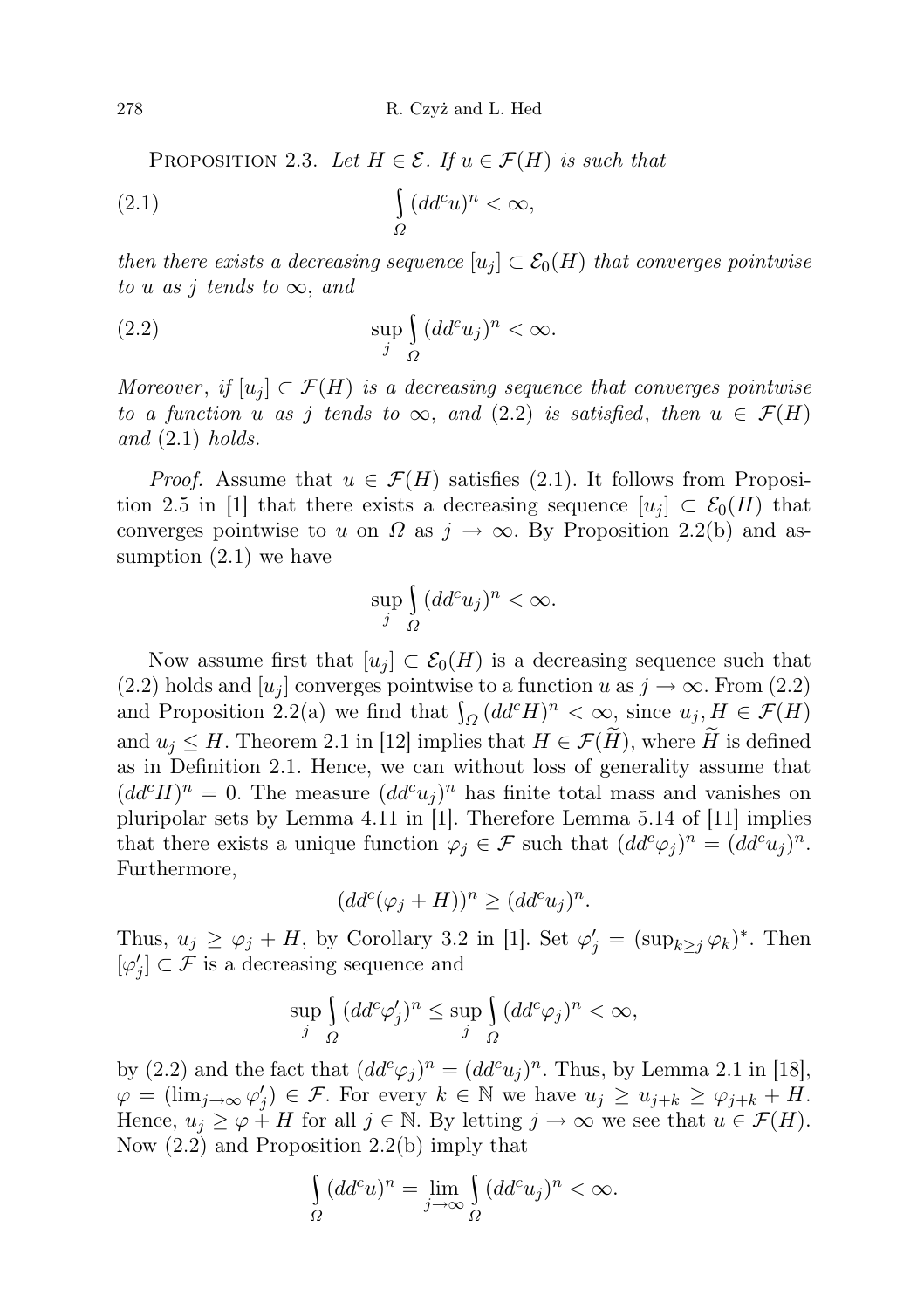Proposition 2.3. *Let $H \in \mathcal{E}$. If $u \in \mathcal{F}(H)$ is such that*

$$\int_\Omega (dd^c u)^n < \infty, \tag{2.1}$$

*then there exists a decreasing sequence $[u_j] \subset \mathcal{E}_0(H)$ that converges pointwise to $u$ as $j$ tends to $\infty$, and*

$$\sup_j \int_\Omega (dd^c u_j)^n < \infty. \tag{2.2}$$

*Moreover, if $[u_j] \subset \mathcal{F}(H)$ is a decreasing sequence that converges pointwise to a function $u$ as $j$ tends to $\infty$, and (2.2) is satisfied, then $u \in \mathcal{F}(H)$ and (2.1) holds.*

*Proof.* Assume that $u \in \mathcal{F}(H)$ satisfies (2.1). It follows from Proposition 2.5 in [1] that there exists a decreasing sequence $[u_j] \subset \mathcal{E}_0(H)$ that converges pointwise to $u$ on $\Omega$ as $j \to \infty$. By Proposition 2.2(b) and assumption (2.1) we have

$$\sup_j \int_\Omega (dd^c u_j)^n < \infty.$$

Now assume first that $[u_j] \subset \mathcal{E}_0(H)$ is a decreasing sequence such that (2.2) holds and $[u_j]$ converges pointwise to a function $u$ as $j \to \infty$. From (2.2) and Proposition 2.2(a) we find that $\int_\Omega (dd^c H)^n < \infty$, since $u_j, H \in \mathcal{F}(H)$ and $u_j \leq H$. Theorem 2.1 in [12] implies that $H \in \mathcal{F}(\widetilde{H})$, where $\widetilde{H}$ is defined as in Definition 2.1. Hence, we can without loss of generality assume that $(dd^c H)^n = 0$. The measure $(dd^c u_j)^n$ has finite total mass and vanishes on pluripolar sets by Lemma 4.11 in [1]. Therefore Lemma 5.14 of [11] implies that there exists a unique function $\varphi_j \in \mathcal{F}$ such that $(dd^c \varphi_j)^n = (dd^c u_j)^n$. Furthermore,

$$(dd^c(\varphi_j + H))^n \geq (dd^c u_j)^n.$$

Thus, $u_j \geq \varphi_j + H$, by Corollary 3.2 in [1]. Set $\varphi'_j = (\sup_{k \geq j} \varphi_k)^*$. Then $[\varphi'_j] \subset \mathcal{F}$ is a decreasing sequence and

$$\sup_j \int_\Omega (dd^c \varphi'_j)^n \leq \sup_j \int_\Omega (dd^c \varphi_j)^n < \infty,$$

by (2.2) and the fact that $(dd^c \varphi_j)^n = (dd^c u_j)^n$. Thus, by Lemma 2.1 in [18], $\varphi = (\lim_{j \to \infty} \varphi'_j) \in \mathcal{F}$. For every $k \in \mathbb{N}$ we have $u_j \geq u_{j+k} \geq \varphi_{j+k} + H$. Hence, $u_j \geq \varphi + H$ for all $j \in \mathbb{N}$. By letting $j \to \infty$ we see that $u \in \mathcal{F}(H)$. Now (2.2) and Proposition 2.2(b) imply that

$$\int_\Omega (dd^c u)^n = \lim_{j \to \infty} \int_\Omega (dd^c u_j)^n < \infty.$$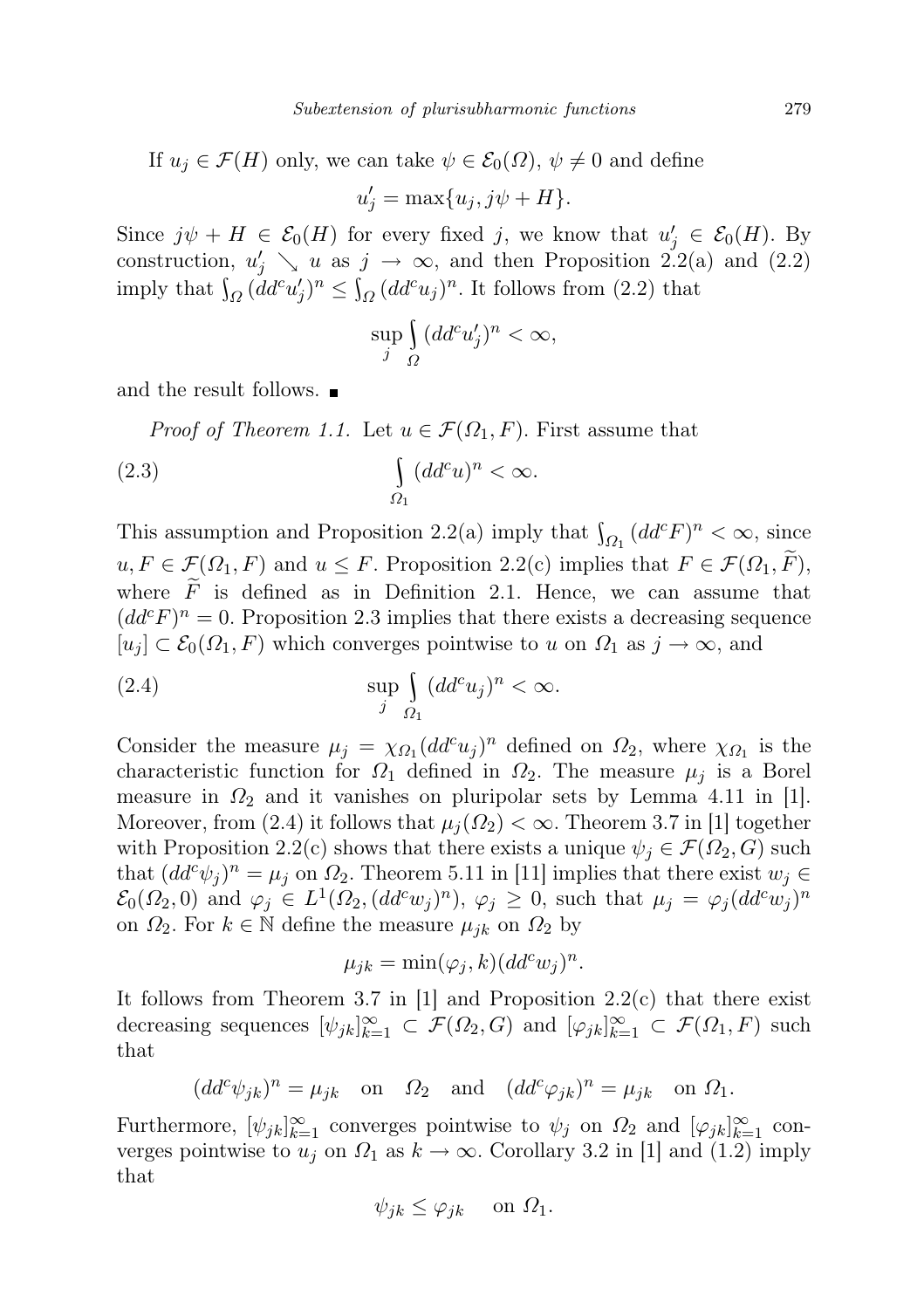If $u_j \in \mathcal{F}(H)$ only, we can take $\psi \in \mathcal{E}_0(\Omega)$, $\psi \neq 0$ and define

$$u_j' = \max\{u_j, j\psi + H\}.$$

Since $j\psi + H \in \mathcal{E}_0(H)$ for every fixed $j$, we know that $u_j' \in \mathcal{E}_0(H)$. By construction, $u_j' \searrow u$ as $j \to \infty$, and then Proposition 2.2(a) and (2.2) imply that $\int_\Omega (dd^c u_j')^n \leq \int_\Omega (dd^c u_j)^n$. It follows from (2.2) that

$$\sup_j \int_\Omega (dd^c u_j')^n < \infty,$$

and the result follows. ■

*Proof of Theorem 1.1.* Let $u \in \mathcal{F}(\Omega_1, F)$. First assume that

$$\int_{\Omega_1} (dd^c u)^n < \infty. \tag{2.3}$$

This assumption and Proposition 2.2(a) imply that $\int_{\Omega_1} (dd^c F)^n < \infty$, since $u, F \in \mathcal{F}(\Omega_1, F)$ and $u \leq F$. Proposition 2.2(c) implies that $F \in \mathcal{F}(\Omega_1, \widetilde{F})$, where $\widetilde{F}$ is defined as in Definition 2.1. Hence, we can assume that $(dd^c F)^n = 0$. Proposition 2.3 implies that there exists a decreasing sequence $[u_j] \subset \mathcal{E}_0(\Omega_1, F)$ which converges pointwise to $u$ on $\Omega_1$ as $j \to \infty$, and

$$\sup_j \int_{\Omega_1} (dd^c u_j)^n < \infty. \tag{2.4}$$

Consider the measure $\mu_j = \chi_{\Omega_1} (dd^c u_j)^n$ defined on $\Omega_2$, where $\chi_{\Omega_1}$ is the characteristic function for $\Omega_1$ defined in $\Omega_2$. The measure $\mu_j$ is a Borel measure in $\Omega_2$ and it vanishes on pluripolar sets by Lemma 4.11 in [1]. Moreover, from (2.4) it follows that $\mu_j(\Omega_2) < \infty$. Theorem 3.7 in [1] together with Proposition 2.2(c) shows that there exists a unique $\psi_j \in \mathcal{F}(\Omega_2, G)$ such that $(dd^c \psi_j)^n = \mu_j$ on $\Omega_2$. Theorem 5.11 in [11] implies that there exist $w_j \in \mathcal{E}_0(\Omega_2, 0)$ and $\varphi_j \in L^1(\Omega_2, (dd^c w_j)^n)$, $\varphi_j \geq 0$, such that $\mu_j = \varphi_j (dd^c w_j)^n$ on $\Omega_2$. For $k \in \mathbb{N}$ define the measure $\mu_{jk}$ on $\Omega_2$ by

$$\mu_{jk} = \min(\varphi_j, k)(dd^c w_j)^n.$$

It follows from Theorem 3.7 in [1] and Proposition 2.2(c) that there exist decreasing sequences $[\psi_{jk}]_{k=1}^\infty \subset \mathcal{F}(\Omega_2, G)$ and $[\varphi_{jk}]_{k=1}^\infty \subset \mathcal{F}(\Omega_1, F)$ such that

$$(dd^c \psi_{jk})^n = \mu_{jk} \quad \text{on} \quad \Omega_2 \quad \text{and} \quad (dd^c \varphi_{jk})^n = \mu_{jk} \quad \text{on } \Omega_1.$$

Furthermore, $[\psi_{jk}]_{k=1}^\infty$ converges pointwise to $\psi_j$ on $\Omega_2$ and $[\varphi_{jk}]_{k=1}^\infty$ converges pointwise to $u_j$ on $\Omega_1$ as $k \to \infty$. Corollary 3.2 in [1] and (1.2) imply that

$$\psi_{jk} \leq \varphi_{jk} \quad \text{on } \Omega_1.$$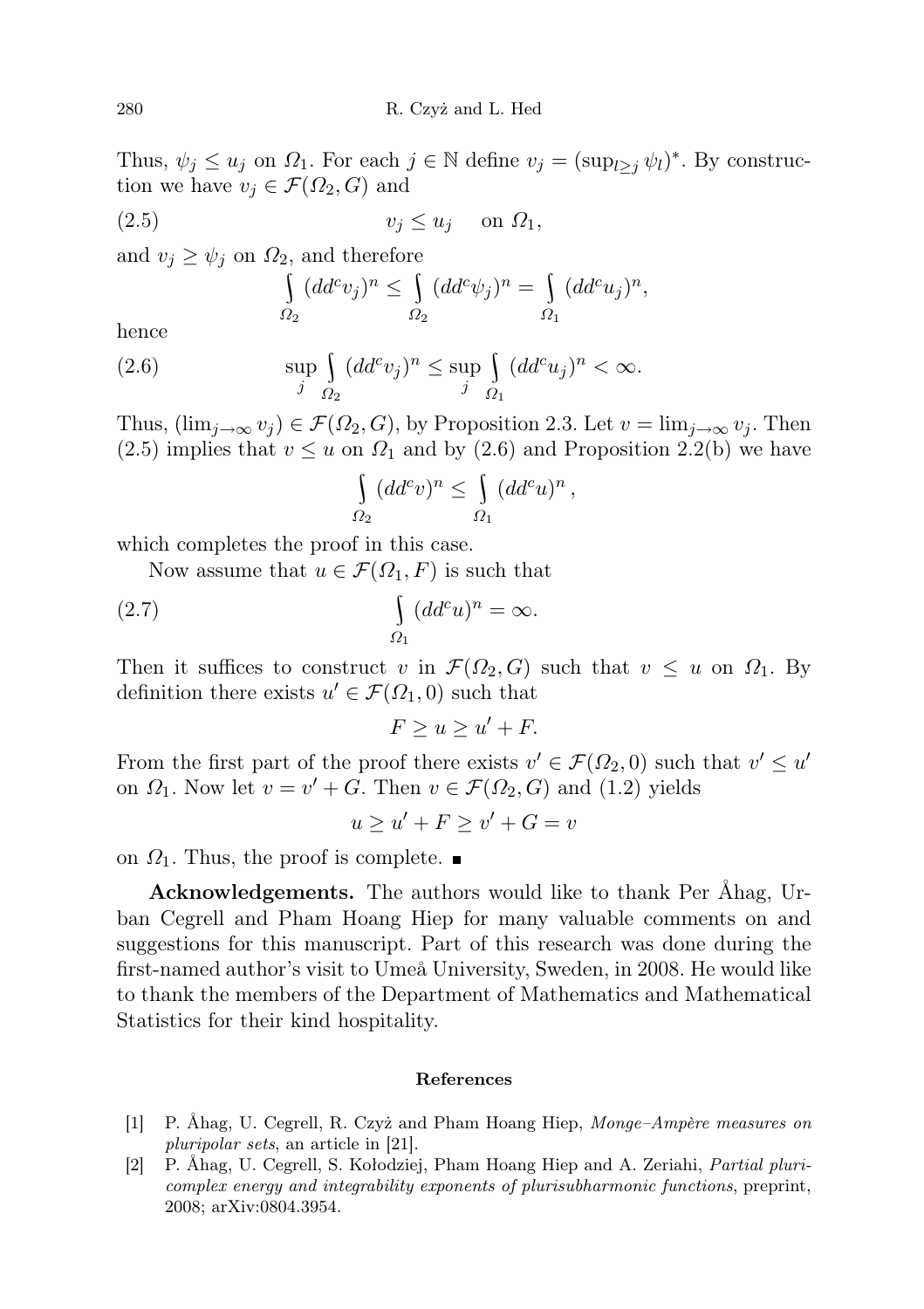Thus, $\psi_j \le u_j$ on $\Omega_1$. For each $j \in \mathbb{N}$ define $v_j = (\sup_{l\ge j} \psi_l)^*$. By construction we have $v_j \in \mathcal{F}(\Omega_2, G)$ and

$$v_j \le u_j \quad \text{on } \Omega_1, \tag{2.5}$$

and $v_j \ge \psi_j$ on $\Omega_2$, and therefore

$$\int_{\Omega_2} (dd^c v_j)^n \le \int_{\Omega_2} (dd^c \psi_j)^n = \int_{\Omega_1} (dd^c u_j)^n,$$

hence

$$\sup_j \int_{\Omega_2} (dd^c v_j)^n \le \sup_j \int_{\Omega_1} (dd^c u_j)^n < \infty. \tag{2.6}$$

Thus, $(\lim_{j\to\infty} v_j) \in \mathcal{F}(\Omega_2, G)$, by Proposition 2.3. Let $v = \lim_{j\to\infty} v_j$. Then (2.5) implies that $v \le u$ on $\Omega_1$ and by (2.6) and Proposition 2.2(b) we have

$$\int_{\Omega_2} (dd^c v)^n \le \int_{\Omega_1} (dd^c u)^n,$$

which completes the proof in this case.

Now assume that $u \in \mathcal{F}(\Omega_1, F)$ is such that

$$\int_{\Omega_1} (dd^c u)^n = \infty. \tag{2.7}$$

Then it suffices to construct $v$ in $\mathcal{F}(\Omega_2, G)$ such that $v \le u$ on $\Omega_1$. By definition there exists $u' \in \mathcal{F}(\Omega_1, 0)$ such that

$$F \ge u \ge u' + F.$$

From the first part of the proof there exists $v' \in \mathcal{F}(\Omega_2, 0)$ such that $v' \le u'$ on $\Omega_1$. Now let $v = v' + G$. Then $v \in \mathcal{F}(\Omega_2, G)$ and (1.2) yields

$$u \ge u' + F \ge v' + G = v$$

on $\Omega_1$. Thus, the proof is complete. ∎

**Acknowledgements.** The authors would like to thank Per Åhag, Urban Cegrell and Pham Hoang Hiep for many valuable comments on and suggestions for this manuscript. Part of this research was done during the first-named author's visit to Umeå University, Sweden, in 2008. He would like to thank the members of the Department of Mathematics and Mathematical Statistics for their kind hospitality.

### References

[1] P. Åhag, U. Cegrell, R. Czyż and Pham Hoang Hiep, *Monge–Ampère measures on pluripolar sets*, an article in [21].

[2] P. Åhag, U. Cegrell, S. Kołodziej, Pham Hoang Hiep and A. Zeriahi, *Partial pluricomplex energy and integrability exponents of plurisubharmonic functions*, preprint, 2008; arXiv:0804.3954.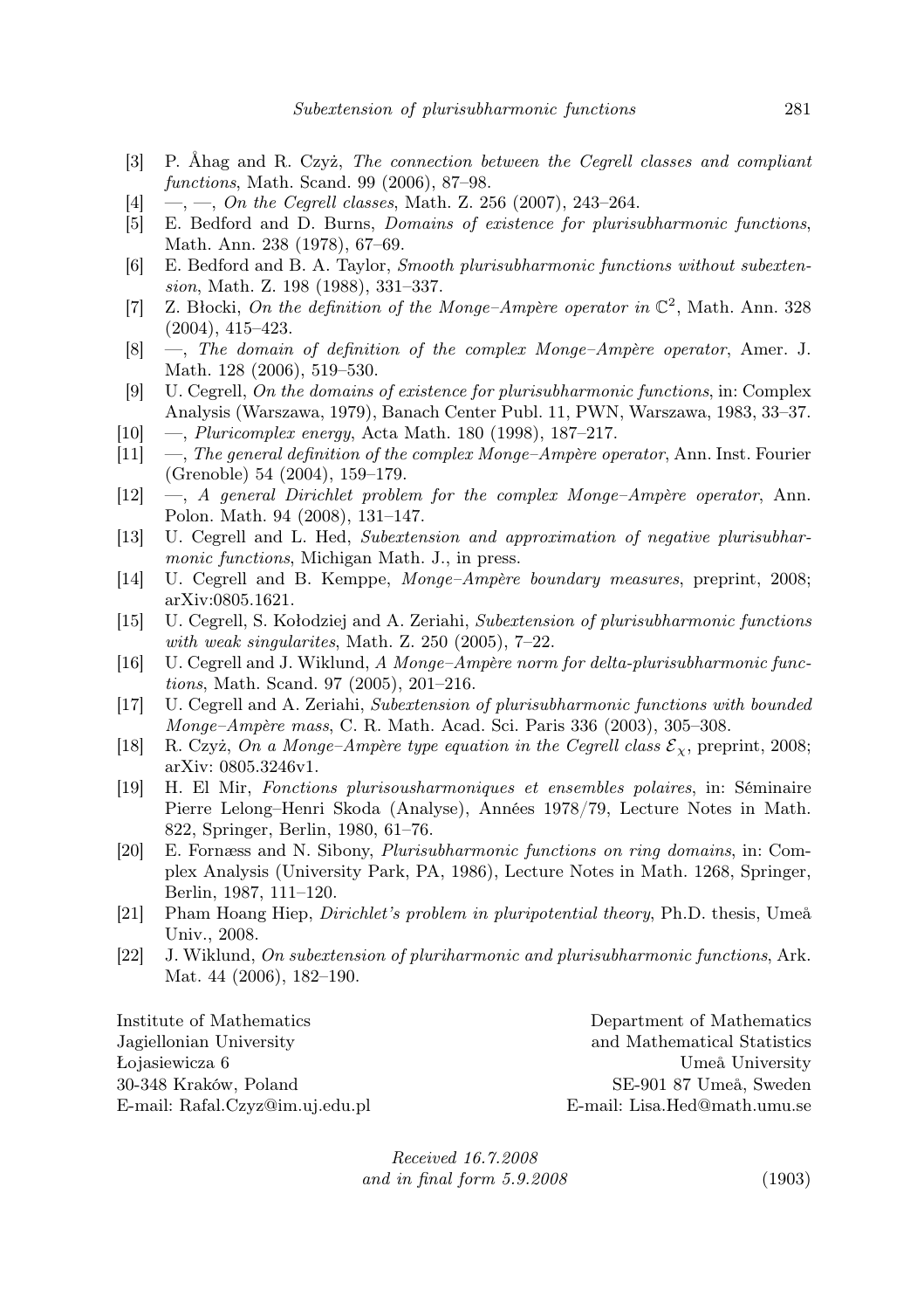[3] P. Åhag and R. Czyż, *The connection between the Cegrell classes and compliant functions*, Math. Scand. 99 (2006), 87–98.

[4] —, —, *On the Cegrell classes*, Math. Z. 256 (2007), 243–264.

[5] E. Bedford and D. Burns, *Domains of existence for plurisubharmonic functions*, Math. Ann. 238 (1978), 67–69.

[6] E. Bedford and B. A. Taylor, *Smooth plurisubharmonic functions without subextension*, Math. Z. 198 (1988), 331–337.

[7] Z. Błocki, *On the definition of the Monge–Ampère operator in* $\mathbb{C}^2$, Math. Ann. 328 (2004), 415–423.

[8] —, *The domain of definition of the complex Monge–Ampère operator*, Amer. J. Math. 128 (2006), 519–530.

[9] U. Cegrell, *On the domains of existence for plurisubharmonic functions*, in: Complex Analysis (Warszawa, 1979), Banach Center Publ. 11, PWN, Warszawa, 1983, 33–37.

[10] —, *Pluricomplex energy*, Acta Math. 180 (1998), 187–217.

[11] —, *The general definition of the complex Monge–Ampère operator*, Ann. Inst. Fourier (Grenoble) 54 (2004), 159–179.

[12] —, *A general Dirichlet problem for the complex Monge–Ampère operator*, Ann. Polon. Math. 94 (2008), 131–147.

[13] U. Cegrell and L. Hed, *Subextension and approximation of negative plurisubharmonic functions*, Michigan Math. J., in press.

[14] U. Cegrell and B. Kemppe, *Monge–Ampère boundary measures*, preprint, 2008; arXiv:0805.1621.

[15] U. Cegrell, S. Kołodziej and A. Zeriahi, *Subextension of plurisubharmonic functions with weak singularites*, Math. Z. 250 (2005), 7–22.

[16] U. Cegrell and J. Wiklund, *A Monge–Ampère norm for delta-plurisubharmonic functions*, Math. Scand. 97 (2005), 201–216.

[17] U. Cegrell and A. Zeriahi, *Subextension of plurisubharmonic functions with bounded Monge–Ampère mass*, C. R. Math. Acad. Sci. Paris 336 (2003), 305–308.

[18] R. Czyż, *On a Monge–Ampère type equation in the Cegrell class* $\mathcal{E}_\chi$, preprint, 2008; arXiv: 0805.3246v1.

[19] H. El Mir, *Fonctions plurisousharmoniques et ensembles polaires*, in: Séminaire Pierre Lelong–Henri Skoda (Analyse), Années 1978/79, Lecture Notes in Math. 822, Springer, Berlin, 1980, 61–76.

[20] E. Fornæss and N. Sibony, *Plurisubharmonic functions on ring domains*, in: Complex Analysis (University Park, PA, 1986), Lecture Notes in Math. 1268, Springer, Berlin, 1987, 111–120.

[21] Pham Hoang Hiep, *Dirichlet's problem in pluripotential theory*, Ph.D. thesis, Umeå Univ., 2008.

[22] J. Wiklund, *On subextension of pluriharmonic and plurisubharmonic functions*, Ark. Mat. 44 (2006), 182–190.

Institute of Mathematics
Jagiellonian University
Łojasiewicza 6
30-348 Kraków, Poland
E-mail: Rafal.Czyz@im.uj.edu.pl

Department of Mathematics
and Mathematical Statistics
Umeå University
SE-901 87 Umeå, Sweden
E-mail: Lisa.Hed@math.umu.se

*Received 16.7.2008*
*and in final form 5.9.2008* (1903)